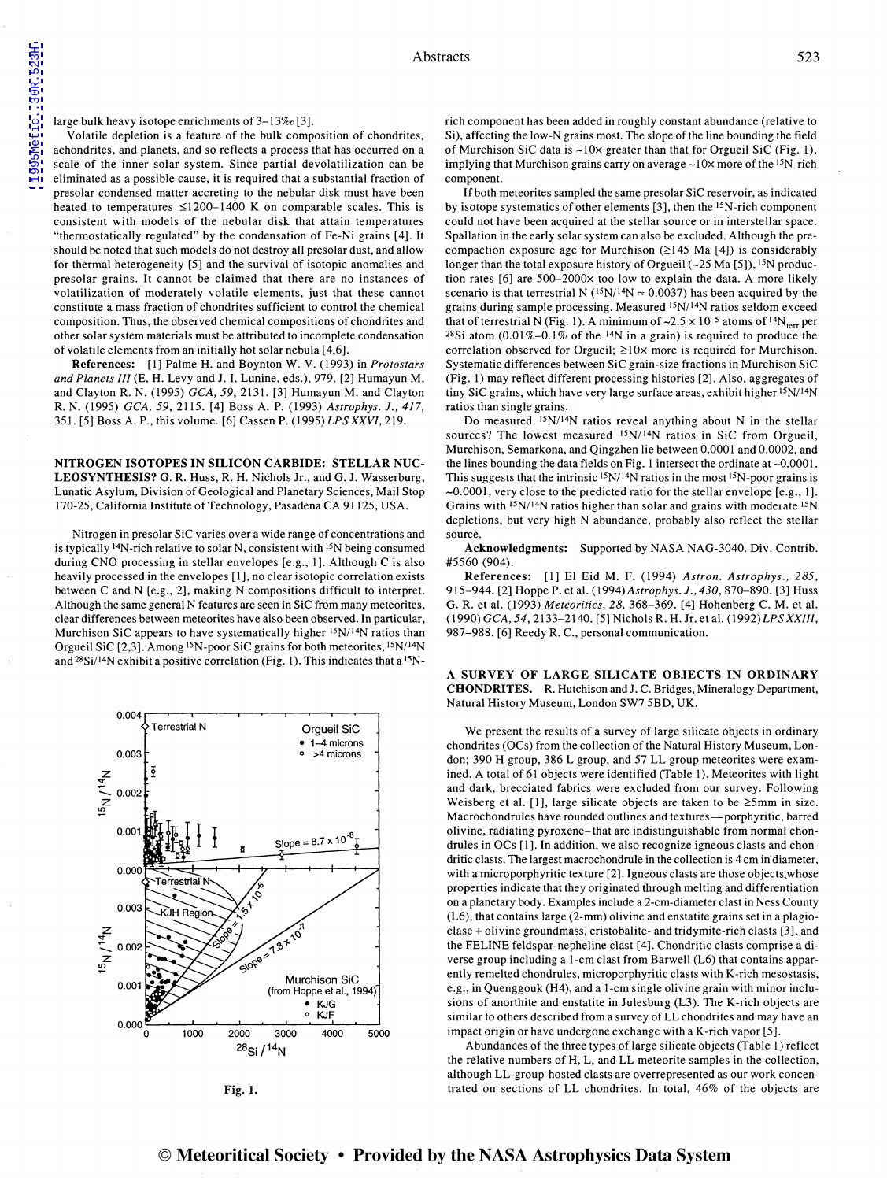large bulk heavy isotope enrichments of 3–13‰ [3].

Volatile depletion is a feature of the bulk composition of chondrites, achondrites, and planets, and so reflects a process that has occurred on a scale of the inner solar system. Since partial devolatilization can be eliminated as a possible cause, it is required that a substantial fraction of presolar condensed matter accreting to the nebular disk must have been heated to temperatures ≤1200–1400 K on comparable scales. This is consistent with models of the nebular disk that attain temperatures "thermostatically regulated" by the condensation of Fe-Ni grains [4]. It should be noted that such models do not destroy all presolar dust, and allow for thermal heterogeneity [5] and the survival of isotopic anomalies and presolar grains. It cannot be claimed that there are no instances of volatilization of moderately volatile elements, just that these cannot constitute a mass fraction of chondrites sufficient to control the chemical composition. Thus, the observed chemical compositions of chondrites and other solar system materials must be attributed to incomplete condensation of volatile elements from an initially hot solar nebula [4,6].

**References:** [1] Palme H. and Boynton W. V. (1993) in *Protostars and Planets III* (E. H. Levy and J. I. Lunine, eds.), 979. [2] Humayun M. and Clayton R. N. (1995) *GCA, 59*, 2131. [3] Humayun M. and Clayton R. N. (1995) *GCA, 59*, 2115. [4] Boss A. P. (1993) *Astrophys. J., 417*, 351. [5] Boss A. P., this volume. [6] Cassen P. (1995) *LPS XXVI*, 219.

## NITROGEN ISOTOPES IN SILICON CARBIDE: STELLAR NUCLEOSYNTHESIS?

G. R. Huss, R. H. Nichols Jr., and G. J. Wasserburg, Lunatic Asylum, Division of Geological and Planetary Sciences, Mail Stop 170-25, California Institute of Technology, Pasadena CA 91125, USA.

Nitrogen in presolar SiC varies over a wide range of concentrations and is typically $^{14}N$-rich relative to solar N, consistent with $^{15}N$ being consumed during CNO processing in stellar envelopes [e.g., 1]. Although C is also heavily processed in the envelopes [1], no clear isotopic correlation exists between C and N [e.g., 2], making N compositions difficult to interpret. Although the same general N features are seen in SiC from many meteorites, clear differences between meteorites have also been observed. In particular, Murchison SiC appears to have systematically higher $^{15}N/^{14}N$ ratios than Orgueil SiC [2,3]. Among $^{15}N$-poor SiC grains for both meteorites, $^{15}N/^{14}N$ and $^{28}Si/^{14}N$ exhibit a positive correlation (Fig. 1). This indicates that a $^{15}N$-rich component has been added in roughly constant abundance (relative to Si), affecting the low-N grains most. The slope of the line bounding the field of Murchison SiC data is ~10× greater than that for Orgueil SiC (Fig. 1), implying that Murchison grains carry on average ~10× more of the $^{15}N$-rich component.

Fig. 1.

If both meteorites sampled the same presolar SiC reservoir, as indicated by isotope systematics of other elements [3], then the $^{15}N$-rich component could not have been acquired at the stellar source or in interstellar space. Spallation in the early solar system can also be excluded. Although the pre-compaction exposure age for Murchison (≥145 Ma [4]) is considerably longer than the total exposure history of Orgueil (~25 Ma [5]), $^{15}N$ production rates [6] are 500–2000× too low to explain the data. A more likely scenario is that terrestrial N ($^{15}N/^{14}N \approx 0.0037$) has been acquired by the grains during sample processing. Measured $^{15}N/^{14}N$ ratios seldom exceed that of terrestrial N (Fig. 1). A minimum of ~$2.5 \times 10^{-5}$ atoms of $^{14}N_{terr}$ per $^{28}Si$ atom (0.01%–0.1% of the $^{14}N$ in a grain) is required to produce the correlation observed for Orgueil; ≥10× more is required for Murchison. Systematic differences between SiC grain-size fractions in Murchison SiC (Fig. 1) may reflect different processing histories [2]. Also, aggregates of tiny SiC grains, which have very large surface areas, exhibit higher $^{15}N/^{14}N$ ratios than single grains.

Do measured $^{15}N/^{14}N$ ratios reveal anything about N in the stellar sources? The lowest measured $^{15}N/^{14}N$ ratios in SiC from Orgueil, Murchison, Semarkona, and Qingzhen lie between 0.0001 and 0.0002, and the lines bounding the data fields on Fig. 1 intersect the ordinate at ~0.0001. This suggests that the intrinsic $^{15}N/^{14}N$ ratios in the most $^{15}N$-poor grains is ~0.0001, very close to the predicted ratio for the stellar envelope [e.g., 1]. Grains with $^{15}N/^{14}N$ ratios higher than solar and grains with moderate $^{15}N$ depletions, but very high N abundance, probably also reflect the stellar source.

**Acknowledgments:** Supported by NASA NAG-3040. Div. Contrib. #5560 (904).

**References:** [1] El Eid M. F. (1994) *Astron. Astrophys., 285*, 915–944. [2] Hoppe P. et al. (1994) *Astrophys. J., 430*, 870–890. [3] Huss G. R. et al. (1993) *Meteoritics, 28*, 368–369. [4] Hohenberg C. M. et al. (1990) *GCA, 54*, 2133–2140. [5] Nichols R. H. Jr. et al. (1992) *LPS XXIII*, 987–988. [6] Reedy R. C., personal communication.

## A SURVEY OF LARGE SILICATE OBJECTS IN ORDINARY CHONDRITES.

R. Hutchison and J. C. Bridges, Mineralogy Department, Natural History Museum, London SW7 5BD, UK.

We present the results of a survey of large silicate objects in ordinary chondrites (OCs) from the collection of the Natural History Museum, London; 390 H group, 386 L group, and 57 LL group meteorites were examined. A total of 61 objects were identified (Table 1). Meteorites with light and dark, brecciated fabrics were excluded from our survey. Following Weisberg et al. [1], large silicate objects are taken to be ≥5mm in size. Macrochondrules have rounded outlines and textures—porphyritic, barred olivine, radiating pyroxene—that are indistinguishable from normal chondrules in OCs [1]. In addition, we also recognize igneous clasts and chondritic clasts. The largest macrochondrule in the collection is 4 cm in diameter, with a microporphyritic texture [2]. Igneous clasts are those objects whose properties indicate that they originated through melting and differentiation on a planetary body. Examples include a 2-cm-diameter clast in Ness County (L6), that contains large (2-mm) olivine and enstatite grains set in a plagioclase + olivine groundmass, cristobalite- and tridymite-rich clasts [3], and the FELINE feldspar-nepheline clast [4]. Chondritic clasts comprise a diverse group including a 1-cm clast from Barwell (L6) that contains apparently remelted chondrules, microporphyritic clasts with K-rich mesostasis, e.g., in Quenggouk (H4), and a 1-cm single olivine grain with minor inclusions of anorthite and enstatite in Julesburg (L3). The K-rich objects are similar to others described from a survey of LL chondrites and may have an impact origin or have undergone exchange with a K-rich vapor [5].

Abundances of the three types of large silicate objects (Table 1) reflect the relative numbers of H, L, and LL meteorite samples in the collection, although LL-group-hosted clasts are overrepresented as our work concentrated on sections of LL chondrites. In total, 46% of the objects are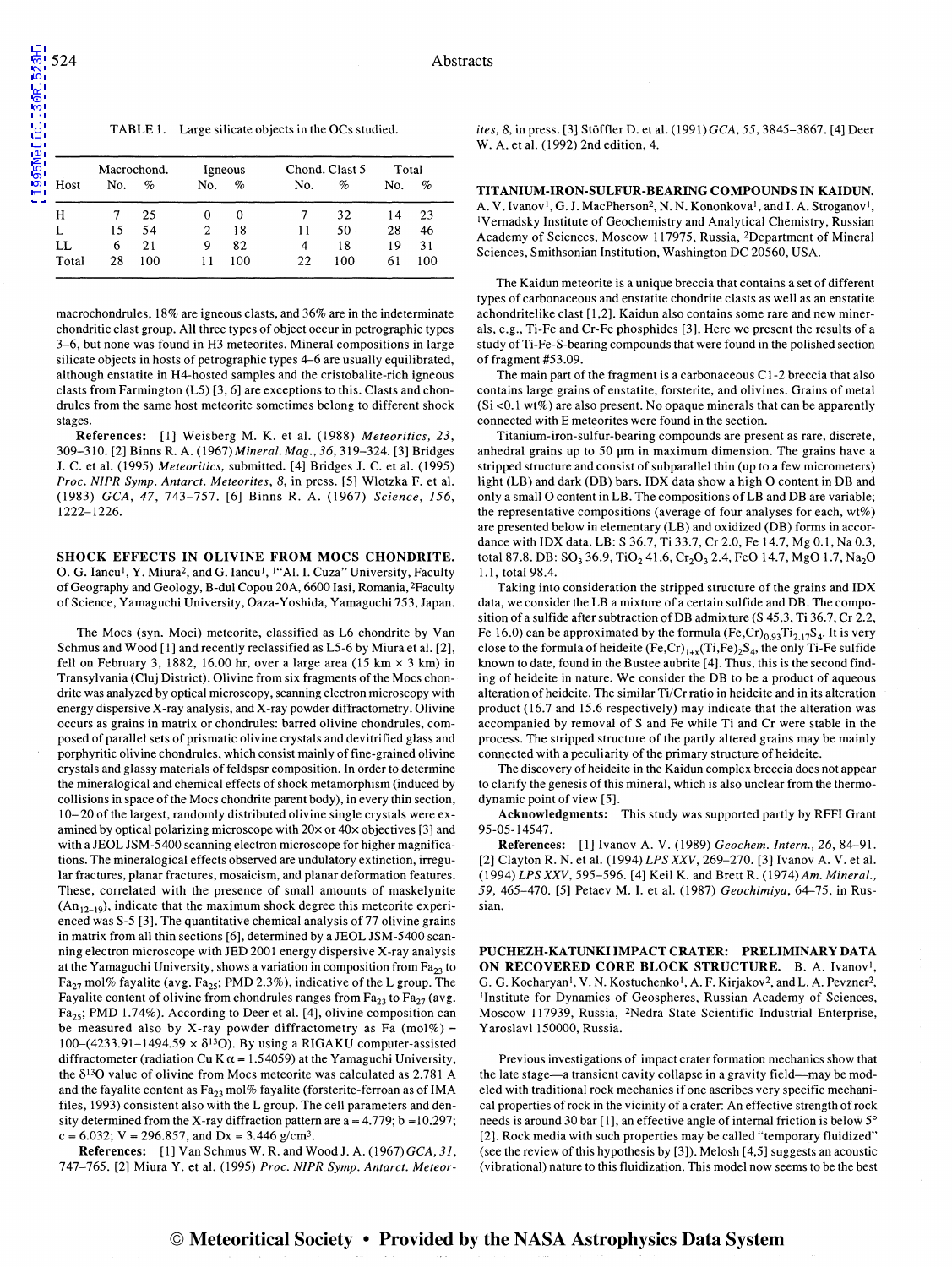TABLE 1. Large silicate objects in the OCs studied.

| Host | Macrochond. No. | Macrochond. % | Igneous No. | Igneous % | Chond. Clast 5 No. | Chond. Clast 5 % | Total No. | Total % |
|---|---|---|---|---|---|---|---|---|
| H | 7 | 25 | 0 | 0 | 7 | 32 | 14 | 23 |
| L | 15 | 54 | 2 | 18 | 11 | 50 | 28 | 46 |
| LL | 6 | 21 | 9 | 82 | 4 | 18 | 19 | 31 |
| Total | 28 | 100 | 11 | 100 | 22 | 100 | 61 | 100 |

macrochondrules, 18% are igneous clasts, and 36% are in the indeterminate chondritic clast group. All three types of object occur in petrographic types 3–6, but none was found in H3 meteorites. Mineral compositions in large silicate objects in hosts of petrographic types 4–6 are usually equilibrated, although enstatite in H4-hosted samples and the cristobalite-rich igneous clasts from Farmington (L5) [3, 6] are exceptions to this. Clasts and chondrules from the same host meteorite sometimes belong to different shock stages.

**References:** [1] Weisberg M. K. et al. (1988) *Meteoritics, 23*, 309–310. [2] Binns R. A. (1967) *Mineral. Mag., 36*, 319–324. [3] Bridges J. C. et al. (1995) *Meteoritics,* submitted. [4] Bridges J. C. et al. (1995) *Proc. NIPR Symp. Antarct. Meteorites, 8*, in press. [5] Wlotzka F. et al. (1983) *GCA, 47*, 743–757. [6] Binns R. A. (1967) *Science, 156*, 1222–1226.

## SHOCK EFFECTS IN OLIVINE FROM MOCS CHONDRITE.

O. G. Iancu[1], Y. Miura[2], and G. Iancu[1], [1]"Al. I. Cuza" University, Faculty of Geography and Geology, B-dul Copou 20A, 6600 Iasi, Romania, [2]Faculty of Science, Yamaguchi University, Oaza-Yoshida, Yamaguchi 753, Japan.

The Mocs (syn. Moci) meteorite, classified as L6 chondrite by Van Schmus and Wood [1] and recently reclassified as L5-6 by Miura et al. [2], fell on February 3, 1882, 16.00 hr, over a large area (15 km × 3 km) in Transylvania (Cluj District). Olivine from six fragments of the Mocs chondrite was analyzed by optical microscopy, scanning electron microscopy with energy dispersive X-ray analysis, and X-ray powder diffractometry. Olivine occurs as grains in matrix or chondrules: barred olivine chondrules, composed of parallel sets of prismatic olivine crystals and devitrified glass and porphyritic olivine chondrules, which consist mainly of fine-grained olivine crystals and glassy materials of feldspsr composition. In order to determine the mineralogical and chemical effects of shock metamorphism (induced by collisions in space of the Mocs chondrite parent body), in every thin section, 10–20 of the largest, randomly distributed olivine single crystals were examined by optical polarizing microscope with 20× or 40× objectives [3] and with a JEOL JSM-5400 scanning electron microscope for higher magnifications. The mineralogical effects observed are undulatory extinction, irregular fractures, planar fractures, mosaicism, and planar deformation features. These, correlated with the presence of small amounts of maskelynite ($An_{12-19}$), indicate that the maximum shock degree this meteorite experienced was S-5 [3]. The quantitative chemical analysis of 77 olivine grains in matrix from all thin sections [6], determined by a JEOL JSM-5400 scanning electron microscope with JED 2001 energy dispersive X-ray analysis at the Yamaguchi University, shows a variation in composition from $Fa_{23}$ to $Fa_{27}$ mol% fayalite (avg. $Fa_{25}$; PMD 2.3%), indicative of the L group. The Fayalite content of olivine from chondrules ranges from $Fa_{23}$ to $Fa_{27}$ (avg. $Fa_{25}$; PMD 1.74%). According to Deer et al. [4], olivine composition can be measured also by X-ray powder diffractometry as Fa (mol%) = 100–(4233.91–1494.59 × δ¹³O). By using a RIGAKU computer-assisted diffractometer (radiation Cu K α = 1.54059) at the Yamaguchi University, the δ¹³O value of olivine from Mocs meteorite was calculated as 2.781 A and the fayalite content as $Fa_{23}$ mol% fayalite (forsterite-ferroan as of IMA files, 1993) consistent also with the L group. The cell parameters and density determined from the X-ray diffraction pattern are a = 4.779; b =10.297; c = 6.032; V = 296.857, and Dx = 3.446 g/cm³.

**References:** [1] Van Schmus W. R. and Wood J. A. (1967) *GCA, 31*, 747–765. [2] Miura Y. et al. (1995) *Proc. NIPR Symp. Antarct. Meteorites, 8*, in press. [3] Stöffler D. et al. (1991) *GCA, 55*, 3845–3867. [4] Deer W. A. et al. (1992) 2nd edition, 4.

## TITANIUM-IRON-SULFUR-BEARING COMPOUNDS IN KAIDUN.

A. V. Ivanov[1], G. J. MacPherson[2], N. N. Kononkova[1], and I. A. Stroganov[1], [1]Vernadsky Institute of Geochemistry and Analytical Chemistry, Russian Academy of Sciences, Moscow 117975, Russia, [2]Department of Mineral Sciences, Smithsonian Institution, Washington DC 20560, USA.

The Kaidun meteorite is a unique breccia that contains a set of different types of carbonaceous and enstatite chondrite clasts as well as an enstatite achondritelike clast [1,2]. Kaidun also contains some rare and new minerals, e.g., Ti-Fe and Cr-Fe phosphides [3]. Here we present the results of a study of Ti-Fe-S-bearing compounds that were found in the polished section of fragment #53.09.

The main part of the fragment is a carbonaceous C1-2 breccia that also contains large grains of enstatite, forsterite, and olivines. Grains of metal (Si <0.1 wt%) are also present. No opaque minerals that can be apparently connected with E meteorites were found in the section.

Titanium-iron-sulfur-bearing compounds are present as rare, discrete, anhedral grains up to 50 µm in maximum dimension. The grains have a stripped structure and consist of subparallel thin (up to a few micrometers) light (LB) and dark (DB) bars. IDX data show a high O content in DB and only a small O content in LB. The compositions of LB and DB are variable; the representative compositions (average of four analyses for each, wt%) are presented below in elementary (LB) and oxidized (DB) forms in accordance with IDX data. LB: S 36.7, Ti 33.7, Cr 2.0, Fe 14.7, Mg 0.1, Na 0.3, total 87.8. DB: $SO_3$ 36.9, $TiO_2$ 41.6, $Cr_2O_3$ 2.4, FeO 14.7, MgO 1.7, $Na_2O$ 1.1, total 98.4.

Taking into consideration the stripped structure of the grains and IDX data, we consider the LB a mixture of a certain sulfide and DB. The composition of a sulfide after subtraction of DB admixture (S 45.3, Ti 36.7, Cr 2.2, Fe 16.0) can be approximated by the formula $(Fe,Cr)_{0.93}Ti_{2.17}S_4$. It is very close to the formula of heideite $(Fe,Cr)_{1+x}(Ti,Fe)_2S_4$, the only Ti-Fe sulfide known to date, found in the Bustee aubrite [4]. Thus, this is the second finding of heideite in nature. We consider the DB to be a product of aqueous alteration of heideite. The similar Ti/Cr ratio in heideite and in its alteration product (16.7 and 15.6 respectively) may indicate that the alteration was accompanied by removal of S and Fe while Ti and Cr were stable in the process. The stripped structure of the partly altered grains may be mainly connected with a peculiarity of the primary structure of heideite.

The discovery of heideite in the Kaidun complex breccia does not appear to clarify the genesis of this mineral, which is also unclear from the thermodynamic point of view [5].

**Acknowledgments:** This study was supported partly by RFFI Grant 95-05-14547.

**References:** [1] Ivanov A. V. (1989) *Geochem. Intern., 26*, 84–91. [2] Clayton R. N. et al. (1994) *LPS XXV*, 269–270. [3] Ivanov A. V. et al. (1994) *LPS XXV*, 595–596. [4] Keil K. and Brett R. (1974) *Am. Mineral., 59*, 465–470. [5] Petaev M. I. et al. (1987) *Geochimiya*, 64–75, in Russian.

## PUCHEZH-KATUNKI IMPACT CRATER: PRELIMINARY DATA ON RECOVERED CORE BLOCK STRUCTURE.

B. A. Ivanov[1], G. G. Kocharyan[1], V. N. Kostuchenko[1], A. F. Kirjakov[2], and L. A. Pevzner[2], [1]Institute for Dynamics of Geospheres, Russian Academy of Sciences, Moscow 117939, Russia, [2]Nedra State Scientific Industrial Enterprise, Yaroslavl 150000, Russia.

Previous investigations of impact crater formation mechanics show that the late stage—a transient cavity collapse in a gravity field—may be modeled with traditional rock mechanics if one ascribes very specific mechanical properties of rock in the vicinity of a crater: An effective strength of rock needs to be around 30 bar [1], an effective angle of internal friction is below 5° [2]. Rock media with such properties may be called "temporary fluidized" (see the review of this hypothesis by [3]). Melosh [4,5] suggests an acoustic (vibrational) nature to this fluidization. This model now seems to be the best